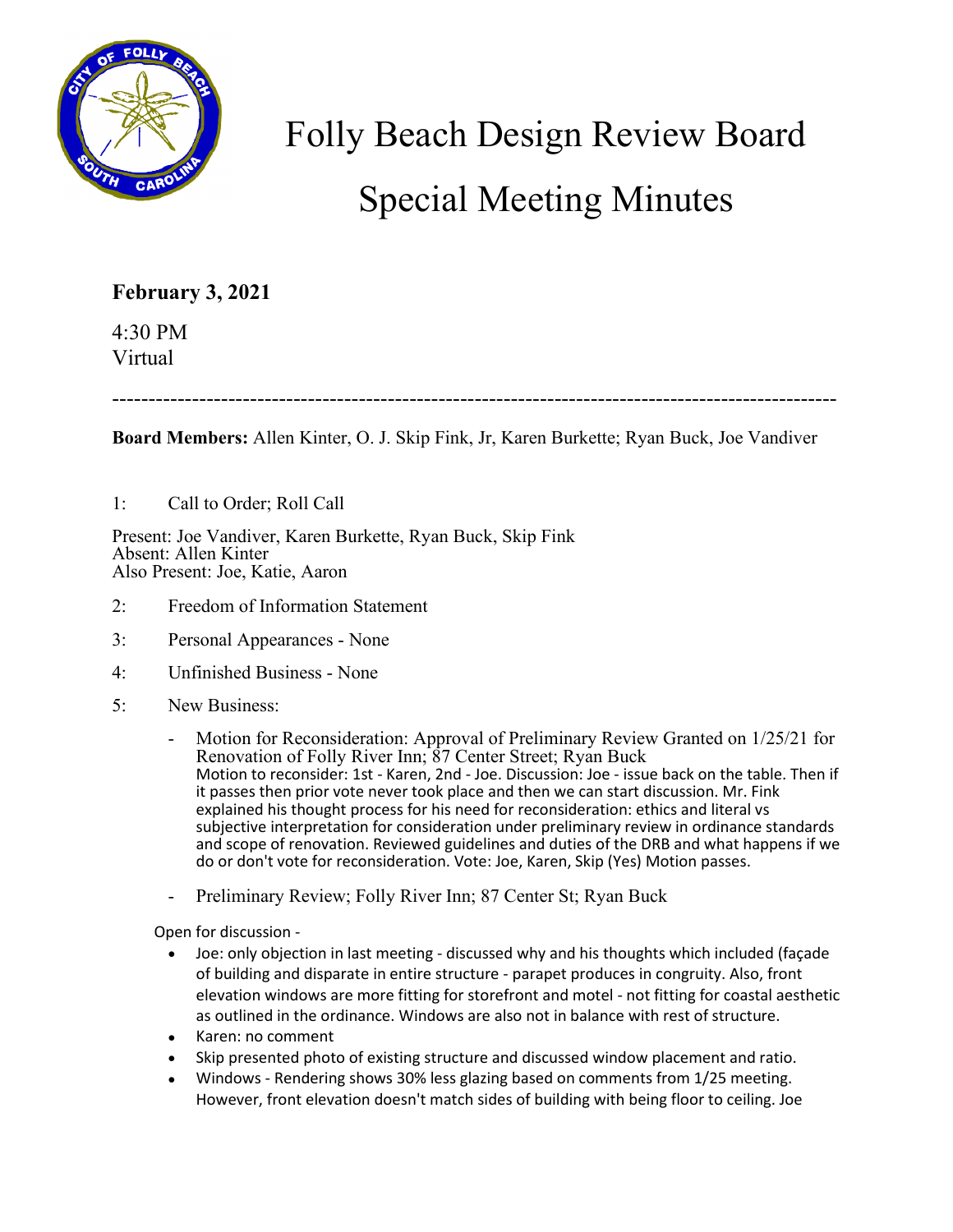# Folly Beach Design Review Board

# Special Meeting Minutes

**February 3, 2021**

4:30 PM
Virtual

---

**Board Members:** Allen Kinter, O. J. Skip Fink, Jr, Karen Burkette; Ryan Buck, Joe Vandiver

1: Call to Order; Roll Call

Present: Joe Vandiver, Karen Burkette, Ryan Buck, Skip Fink
Absent: Allen Kinter
Also Present: Joe, Katie, Aaron

2: Freedom of Information Statement

3: Personal Appearances - None

4: Unfinished Business - None

5: New Business:

- Motion for Reconsideration: Approval of Preliminary Review Granted on 1/25/21 for Renovation of Folly River Inn; 87 Center Street; Ryan Buck
  Motion to reconsider: 1st - Karen, 2nd - Joe. Discussion: Joe - issue back on the table. Then if it passes then prior vote never took place and then we can start discussion. Mr. Fink explained his thought process for his need for reconsideration: ethics and literal vs subjective interpretation for consideration under preliminary review in ordinance standards and scope of renovation. Reviewed guidelines and duties of the DRB and what happens if we do or don't vote for reconsideration. Vote: Joe, Karen, Skip (Yes) Motion passes.

- Preliminary Review; Folly River Inn; 87 Center St; Ryan Buck

Open for discussion -

- Joe: only objection in last meeting - discussed why and his thoughts which included (façade of building and disparate in entire structure - parapet produces in congruity. Also, front elevation windows are more fitting for storefront and motel - not fitting for coastal aesthetic as outlined in the ordinance. Windows are also not in balance with rest of structure.
- Karen: no comment
- Skip presented photo of existing structure and discussed window placement and ratio.
- Windows - Rendering shows 30% less glazing based on comments from 1/25 meeting. However, front elevation doesn't match sides of building with being floor to ceiling. Joe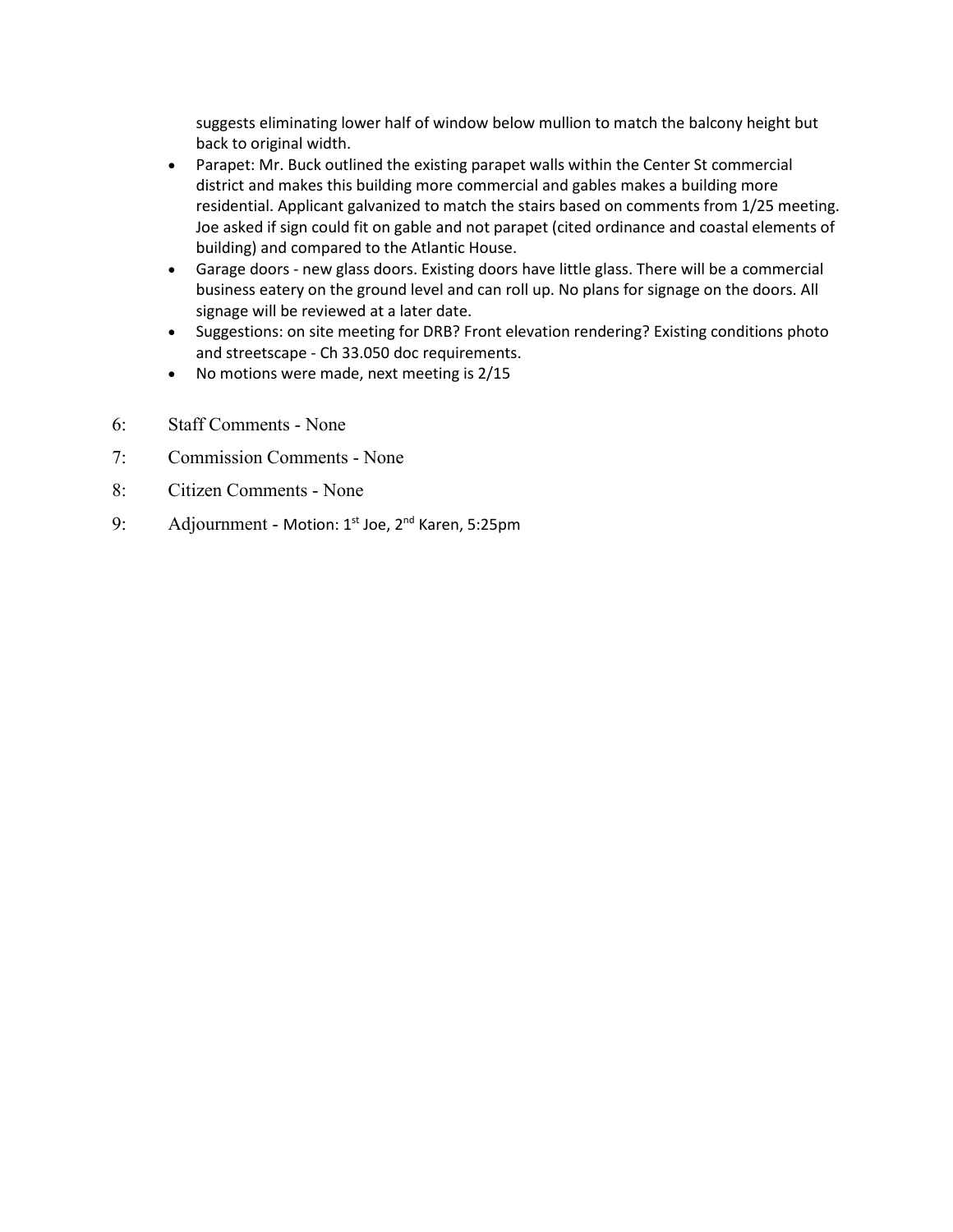suggests eliminating lower half of window below mullion to match the balcony height but back to original width.

- Parapet: Mr. Buck outlined the existing parapet walls within the Center St commercial district and makes this building more commercial and gables makes a building more residential. Applicant galvanized to match the stairs based on comments from 1/25 meeting. Joe asked if sign could fit on gable and not parapet (cited ordinance and coastal elements of building) and compared to the Atlantic House.
- Garage doors - new glass doors. Existing doors have little glass. There will be a commercial business eatery on the ground level and can roll up. No plans for signage on the doors. All signage will be reviewed at a later date.
- Suggestions: on site meeting for DRB? Front elevation rendering? Existing conditions photo and streetscape - Ch 33.050 doc requirements.
- No motions were made, next meeting is 2/15

6: Staff Comments - None

7: Commission Comments - None

8: Citizen Comments - None

9: Adjournment - Motion: 1st Joe, 2nd Karen, 5:25pm